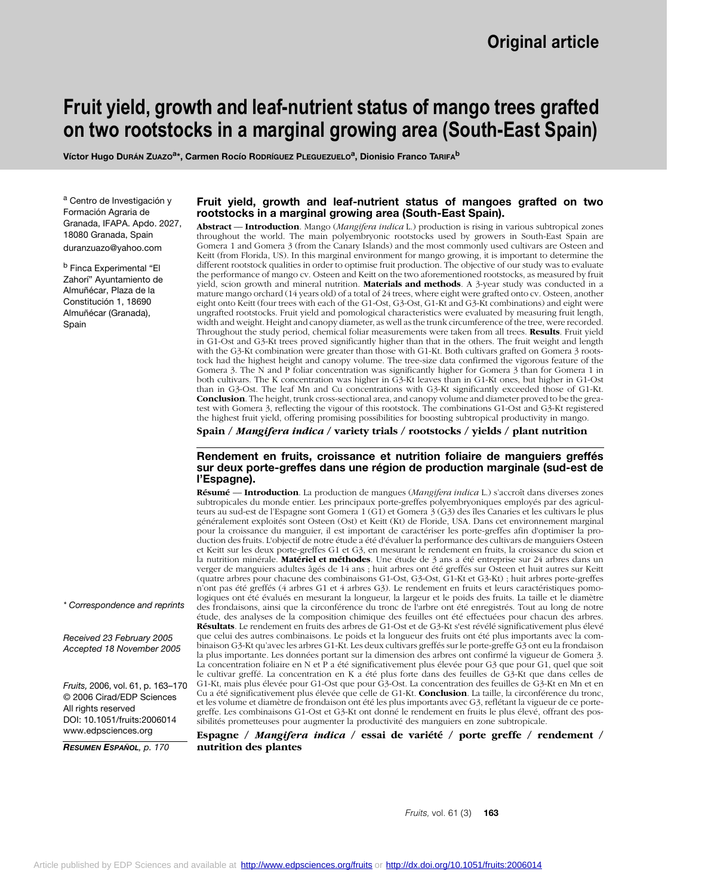Original article

# Fruit yield, growth and leaf-nutrient status of mango trees grafted on two rootstocks in a marginal growing area (South-East Spain)

Víctor Hugo DURÁN ZUAZO[a]*, Carmen Rocío RODRÍGUEZ PLEGUEZUELO[a], Dionisio Franco TARIFA[b]

[a] Centro de Investigación y Formación Agraria de Granada, IFAPA. Apdo. 2027, 18080 Granada, Spain
duranzuazo@yahoo.com

[b] Finca Experimental "El Zahorí" Ayuntamiento de Almuñécar, Plaza de la Constitución 1, 18690 Almuñécar (Granada), Spain

\* Correspondence and reprints

Received 23 February 2005
Accepted 18 November 2005

Fruits, 2006, vol. 61, p. 163–170
© 2006 Cirad/EDP Sciences
All rights reserved
DOI: 10.1051/fruits:2006014
www.edpsciences.org

*RESUMEN ESPAÑOL*, p. 170

## Fruit yield, growth and leaf-nutrient status of mangoes grafted on two rootstocks in a marginal growing area (South-East Spain).

**Abstract** — **Introduction**. Mango (*Mangifera indica* L.) production is rising in various subtropical zones throughout the world. The main polyembryonic rootstocks used by growers in South-East Spain are Gomera 1 and Gomera 3 (from the Canary Islands) and the most commonly used cultivars are Osteen and Keitt (from Florida, US). In this marginal environment for mango growing, it is important to determine the different rootstock qualities in order to optimise fruit production. The objective of our study was to evaluate the performance of mango cv. Osteen and Keitt on the two aforementioned rootstocks, as measured by fruit yield, scion growth and mineral nutrition. **Materials and methods**. A 3-year study was conducted in a mature mango orchard (14 years old) of a total of 24 trees, where eight were grafted onto cv. Osteen, another eight onto Keitt (four trees with each of the G1-Ost, G3-Ost, G1-Kt and G3-Kt combinations) and eight were ungrafted rootstocks. Fruit yield and pomological characteristics were evaluated by measuring fruit length, width and weight. Height and canopy diameter, as well as the trunk circumference of the tree, were recorded. Throughout the study period, chemical foliar measurements were taken from all trees. **Results**. Fruit yield in G1-Ost and G3-Kt trees proved significantly higher than that in the others. The fruit weight and length with the G3-Kt combination were greater than those with G1-Kt. Both cultivars grafted on Gomera 3 rootstock had the highest height and canopy volume. The tree-size data confirmed the vigorous feature of the Gomera 3. The N and P foliar concentration was significantly higher for Gomera 3 than for Gomera 1 in both cultivars. The K concentration was higher in G3-Kt leaves than in G1-Kt ones, but higher in G1-Ost than in G3-Ost. The leaf Mn and Cu concentrations with G3-Kt significantly exceeded those of G1-Kt. **Conclusion**. The height, trunk cross-sectional area, and canopy volume and diameter proved to be the greatest with Gomera 3, reflecting the vigour of this rootstock. The combinations G1-Ost and G3-Kt registered the highest fruit yield, offering promising possibilities for boosting subtropical productivity in mango.

**Spain / *Mangifera indica* / variety trials / rootstocks / yields / plant nutrition**

## Rendement en fruits, croissance et nutrition foliaire de manguiers greffés sur deux porte-greffes dans une région de production marginale (sud-est de l'Espagne).

**Résumé** — **Introduction**. La production de mangues (*Mangifera indica* L.) s'accroît dans diverses zones subtropicales du monde entier. Les principaux porte-greffes polyembryoniques employés par des agriculteurs au sud-est de l'Espagne sont Gomera 1 (G1) et Gomera 3 (G3) des îles Canaries et les cultivars le plus généralement exploités sont Osteen (Ost) et Keitt (Kt) de Floride, USA. Dans cet environnement marginal pour la croissance du manguier, il est important de caractériser les porte-greffes afin d'optimiser la production des fruits. L'objectif de notre étude a été d'évaluer la performance des cultivars de manguiers Osteen et Keitt sur les deux porte-greffes G1 et G3, en mesurant le rendement en fruits, la croissance du scion et la nutrition minérale. **Matériel et méthodes**. Une étude de 3 ans a été entreprise sur 24 arbres dans un verger de manguiers adultes âgés de 14 ans ; huit arbres ont été greffés sur Osteen et huit autres sur Keitt (quatre arbres pour chacune des combinaisons G1-Ost, G3-Ost, G1-Kt et G3-Kt) ; huit arbres porte-greffes n'ont pas été greffés (4 arbres G1 et 4 arbres G3). Le rendement en fruits et leurs caractéristiques pomologiques ont été évalués en mesurant la longueur, la largeur et le poids des fruits. La taille et le diamètre des frondaisons, ainsi que la circonférence du tronc de l'arbre ont été enregistrés. Tout au long de notre étude, des analyses de la composition chimique des feuilles ont été effectuées pour chacun des arbres. **Résultats**. Le rendement en fruits des arbres de G1-Ost et de G3-Kt s'est révélé significativement plus élevé que celui des autres combinaisons. Le poids et la longueur des fruits ont été plus importants avec la combinaison G3-Kt qu'avec les arbres G1-Kt. Les deux cultivars greffés sur le porte-greffe G3 ont eu la frondaison la plus importante. Les données portant sur la dimension des arbres ont confirmé la vigueur de Gomera 3. La concentration foliaire en N et P a été significativement plus élevée pour G3 que pour G1, quel que soit le cultivar greffé. La concentration en K a été plus forte dans les feuilles de G3-Kt que dans celles de G1-Kt, mais plus élevée pour G1-Ost que pour G3-Ost. La concentration des feuilles de G3-Kt en Mn et en Cu a été significativement plus élevée que celle de G1-Kt. **Conclusion**. La taille, la circonférence du tronc, et les volume et diamètre de frondaison ont été les plus importants avec G3, reflétant la vigueur de ce porte-greffe. Les combinaisons G1-Ost et G3-Kt ont donné le rendement en fruits le plus élevé, offrant des possibilités prometteuses pour augmenter la productivité des manguiers en zone subtropicale.

**Espagne / *Mangifera indica* / essai de variété / porte greffe / rendement / nutrition des plantes**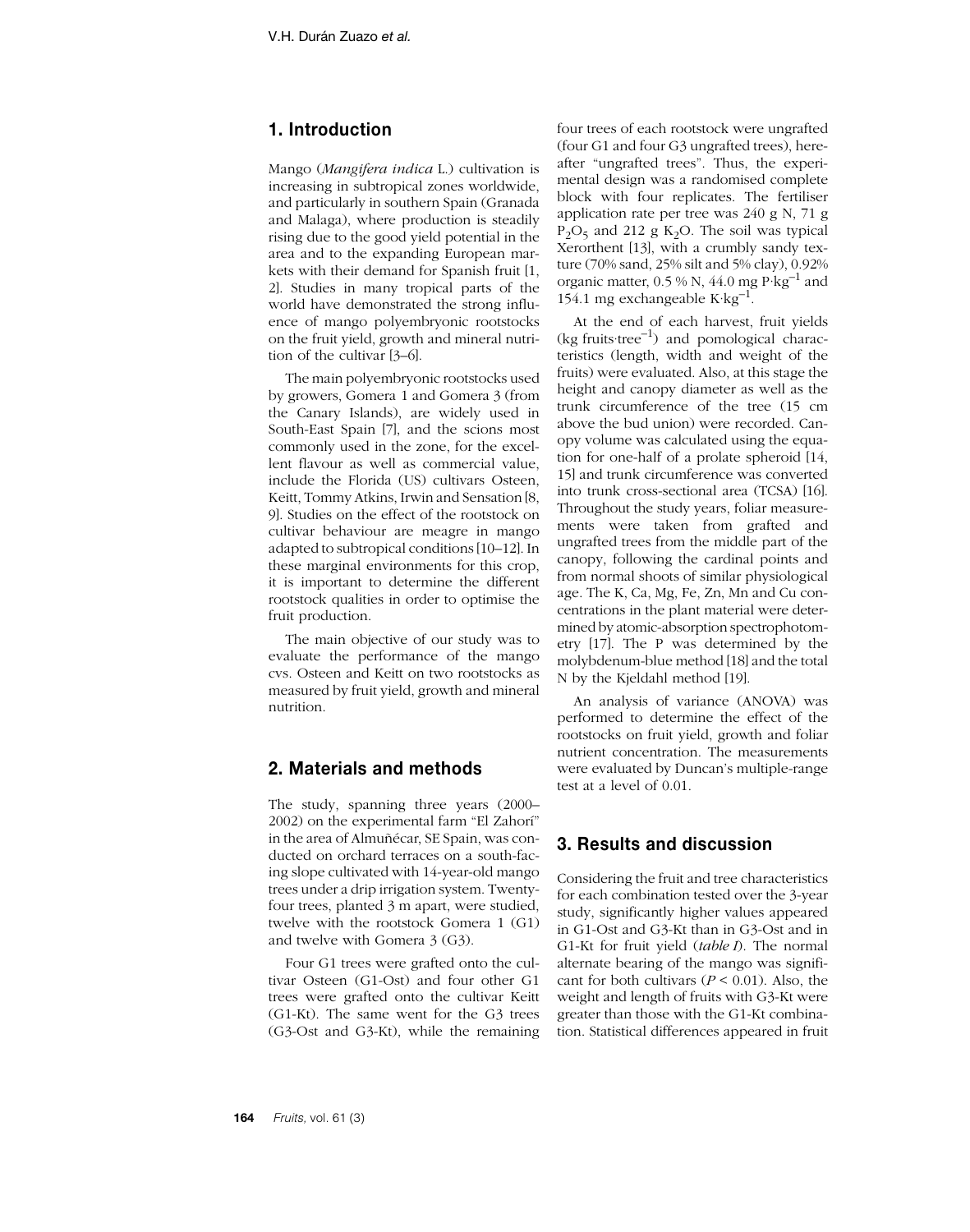## 1. Introduction

Mango (*Mangifera indica* L.) cultivation is increasing in subtropical zones worldwide, and particularly in southern Spain (Granada and Malaga), where production is steadily rising due to the good yield potential in the area and to the expanding European markets with their demand for Spanish fruit [1, 2]. Studies in many tropical parts of the world have demonstrated the strong influence of mango polyembryonic rootstocks on the fruit yield, growth and mineral nutrition of the cultivar [3–6].

The main polyembryonic rootstocks used by growers, Gomera 1 and Gomera 3 (from the Canary Islands), are widely used in South-East Spain [7], and the scions most commonly used in the zone, for the excellent flavour as well as commercial value, include the Florida (US) cultivars Osteen, Keitt, Tommy Atkins, Irwin and Sensation [8, 9]. Studies on the effect of the rootstock on cultivar behaviour are meagre in mango adapted to subtropical conditions [10–12]. In these marginal environments for this crop, it is important to determine the different rootstock qualities in order to optimise the fruit production.

The main objective of our study was to evaluate the performance of the mango cvs. Osteen and Keitt on two rootstocks as measured by fruit yield, growth and mineral nutrition.

## 2. Materials and methods

The study, spanning three years (2000–2002) on the experimental farm "El Zahorí" in the area of Almuñécar, SE Spain, was conducted on orchard terraces on a south-facing slope cultivated with 14-year-old mango trees under a drip irrigation system. Twenty-four trees, planted 3 m apart, were studied, twelve with the rootstock Gomera 1 (G1) and twelve with Gomera 3 (G3).

Four G1 trees were grafted onto the cultivar Osteen (G1-Ost) and four other G1 trees were grafted onto the cultivar Keitt (G1-Kt). The same went for the G3 trees (G3-Ost and G3-Kt), while the remaining four trees of each rootstock were ungrafted (four G1 and four G3 ungrafted trees), hereafter "ungrafted trees". Thus, the experimental design was a randomised complete block with four replicates. The fertiliser application rate per tree was 240 g N, 71 g $P_2O_5$ and 212 g $K_2O$. The soil was typical Xerorthent [13], with a crumbly sandy texture (70% sand, 25% silt and 5% clay), 0.92% organic matter, 0.5 % N, 44.0 mg P·kg$^{-1}$ and 154.1 mg exchangeable K·kg$^{-1}$.

At the end of each harvest, fruit yields (kg fruits·tree$^{-1}$) and pomological characteristics (length, width and weight of the fruits) were evaluated. Also, at this stage the height and canopy diameter as well as the trunk circumference of the tree (15 cm above the bud union) were recorded. Canopy volume was calculated using the equation for one-half of a prolate spheroid [14, 15] and trunk circumference was converted into trunk cross-sectional area (TCSA) [16]. Throughout the study years, foliar measurements were taken from grafted and ungrafted trees from the middle part of the canopy, following the cardinal points and from normal shoots of similar physiological age. The K, Ca, Mg, Fe, Zn, Mn and Cu concentrations in the plant material were determined by atomic-absorption spectrophotometry [17]. The P was determined by the molybdenum-blue method [18] and the total N by the Kjeldahl method [19].

An analysis of variance (ANOVA) was performed to determine the effect of the rootstocks on fruit yield, growth and foliar nutrient concentration. The measurements were evaluated by Duncan's multiple-range test at a level of 0.01.

## 3. Results and discussion

Considering the fruit and tree characteristics for each combination tested over the 3-year study, significantly higher values appeared in G1-Ost and G3-Kt than in G3-Ost and in G1-Kt for fruit yield (*table I*). The normal alternate bearing of the mango was significant for both cultivars ($P < 0.01$). Also, the weight and length of fruits with G3-Kt were greater than those with the G1-Kt combination. Statistical differences appeared in fruit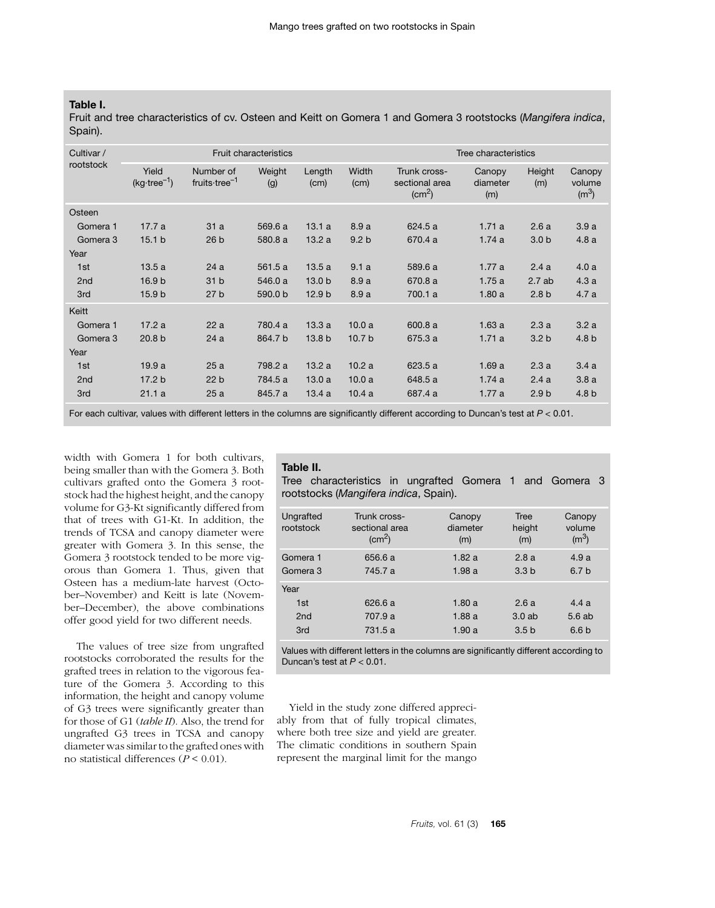**Table I.**
Fruit and tree characteristics of cv. Osteen and Keitt on Gomera 1 and Gomera 3 rootstocks (*Mangifera indica*, Spain).

| Cultivar / rootstock | Fruit characteristics | | | | | Tree characteristics | | | |
|---|---|---|---|---|---|---|---|---|---|
| | Yield ($kg \cdot tree^{-1}$) | Number of $fruits \cdot tree^{-1}$ | Weight (g) | Length (cm) | Width (cm) | Trunk cross-sectional area ($cm^2$) | Canopy diameter (m) | Height (m) | Canopy volume ($m^3$) |
| Osteen | | | | | | | | | |
| Gomera 1 | 17.7 a | 31 a | 569.6 a | 13.1 a | 8.9 a | 624.5 a | 1.71 a | 2.6 a | 3.9 a |
| Gomera 3 | 15.1 b | 26 b | 580.8 a | 13.2 a | 9.2 b | 670.4 a | 1.74 a | 3.0 b | 4.8 a |
| Year | | | | | | | | | |
| 1st | 13.5 a | 24 a | 561.5 a | 13.5 a | 9.1 a | 589.6 a | 1.77 a | 2.4 a | 4.0 a |
| 2nd | 16.9 b | 31 b | 546.0 a | 13.0 b | 8.9 a | 670.8 a | 1.75 a | 2.7 ab | 4.3 a |
| 3rd | 15.9 b | 27 b | 590.0 b | 12.9 b | 8.9 a | 700.1 a | 1.80 a | 2.8 b | 4.7 a |
| Keitt | | | | | | | | | |
| Gomera 1 | 17.2 a | 22 a | 780.4 a | 13.3 a | 10.0 a | 600.8 a | 1.63 a | 2.3 a | 3.2 a |
| Gomera 3 | 20.8 b | 24 a | 864.7 b | 13.8 b | 10.7 b | 675.3 a | 1.71 a | 3.2 b | 4.8 b |
| Year | | | | | | | | | |
| 1st | 19.9 a | 25 a | 798.2 a | 13.2 a | 10.2 a | 623.5 a | 1.69 a | 2.3 a | 3.4 a |
| 2nd | 17.2 b | 22 b | 784.5 a | 13.0 a | 10.0 a | 648.5 a | 1.74 a | 2.4 a | 3.8 a |
| 3rd | 21.1 a | 25 a | 845.7 a | 13.4 a | 10.4 a | 687.4 a | 1.77 a | 2.9 b | 4.8 b |

For each cultivar, values with different letters in the columns are significantly different according to Duncan's test at $P < 0.01$.

width with Gomera 1 for both cultivars, being smaller than with the Gomera 3. Both cultivars grafted onto the Gomera 3 rootstock had the highest height, and the canopy volume for G3-Kt significantly differed from that of trees with G1-Kt. In addition, the trends of TCSA and canopy diameter were greater with Gomera 3. In this sense, the Gomera 3 rootstock tended to be more vigorous than Gomera 1. Thus, given that Osteen has a medium-late harvest (October–November) and Keitt is late (November–December), the above combinations offer good yield for two different needs.

The values of tree size from ungrafted rootstocks corroborated the results for the grafted trees in relation to the vigorous feature of the Gomera 3. According to this information, the height and canopy volume of G3 trees were significantly greater than for those of G1 (*table II*). Also, the trend for ungrafted G3 trees in TCSA and canopy diameter was similar to the grafted ones with no statistical differences ($P < 0.01$).

**Table II.**
Tree characteristics in ungrafted Gomera 1 and Gomera 3 rootstocks (*Mangifera indica*, Spain).

| Ungrafted rootstock | Trunk cross-sectional area ($cm^2$) | Canopy diameter (m) | Tree height (m) | Canopy volume ($m^3$) |
|---|---|---|---|---|
| Gomera 1 | 656.6 a | 1.82 a | 2.8 a | 4.9 a |
| Gomera 3 | 745.7 a | 1.98 a | 3.3 b | 6.7 b |
| Year | | | | |
| 1st | 626.6 a | 1.80 a | 2.6 a | 4.4 a |
| 2nd | 707.9 a | 1.88 a | 3.0 ab | 5.6 ab |
| 3rd | 731.5 a | 1.90 a | 3.5 b | 6.6 b |

Values with different letters in the columns are significantly different according to Duncan's test at $P < 0.01$.

Yield in the study zone differed appreciably from that of fully tropical climates, where both tree size and yield are greater. The climatic conditions in southern Spain represent the marginal limit for the mango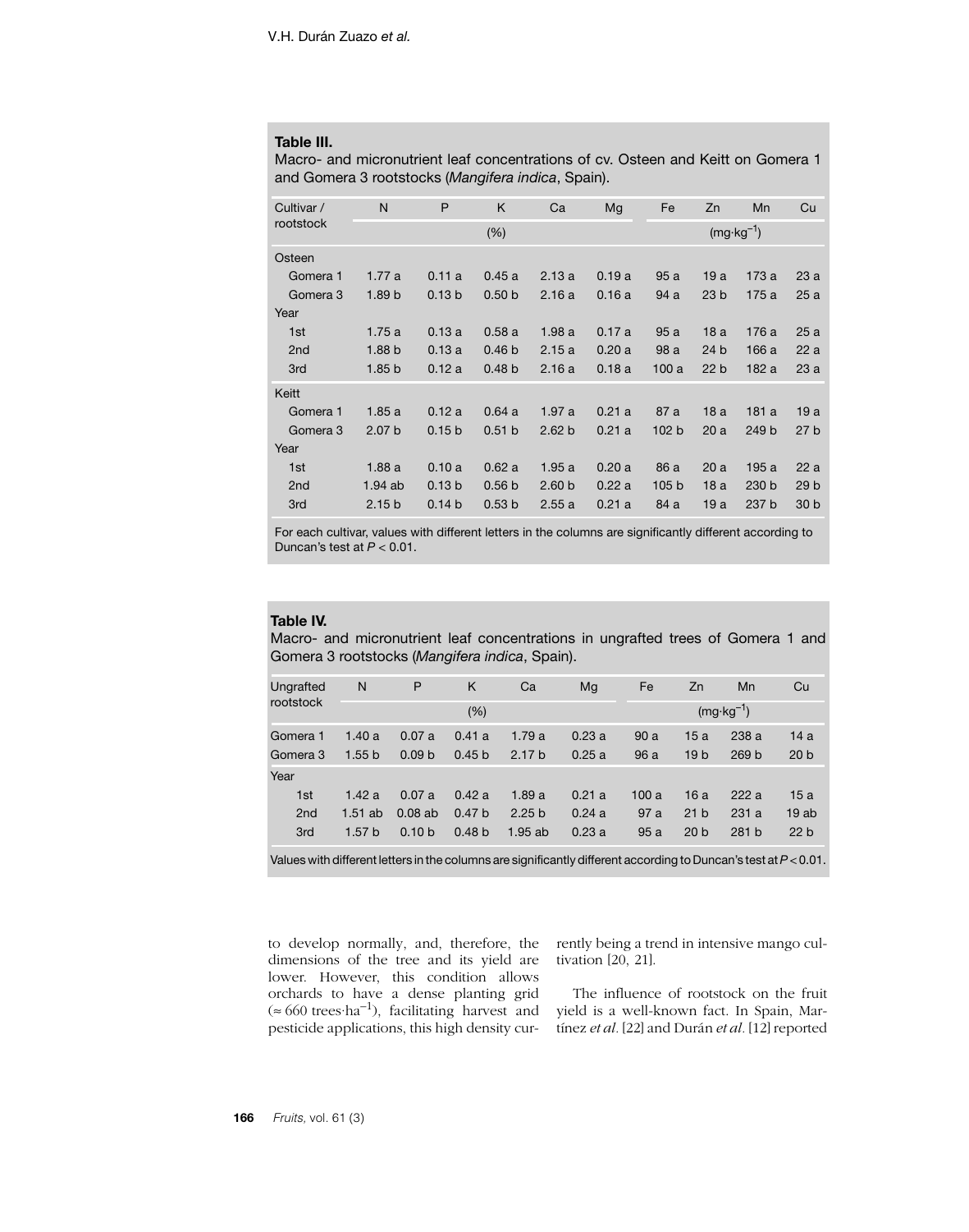**Table III.**
Macro- and micronutrient leaf concentrations of cv. Osteen and Keitt on Gomera 1 and Gomera 3 rootstocks (*Mangifera indica*, Spain).

| Cultivar / rootstock | N | P | K | Ca | Mg | Fe | Zn | Mn | Cu |
|---|---|---|---|---|---|---|---|---|---|
| | (%) | | | | | ($mg \cdot kg^{-1}$) | | | |
| Osteen | | | | | | | | | |
| Gomera 1 | 1.77 a | 0.11 a | 0.45 a | 2.13 a | 0.19 a | 95 a | 19 a | 173 a | 23 a |
| Gomera 3 | 1.89 b | 0.13 b | 0.50 b | 2.16 a | 0.16 a | 94 a | 23 b | 175 a | 25 a |
| Year | | | | | | | | | |
| 1st | 1.75 a | 0.13 a | 0.58 a | 1.98 a | 0.17 a | 95 a | 18 a | 176 a | 25 a |
| 2nd | 1.88 b | 0.13 a | 0.46 b | 2.15 a | 0.20 a | 98 a | 24 b | 166 a | 22 a |
| 3rd | 1.85 b | 0.12 a | 0.48 b | 2.16 a | 0.18 a | 100 a | 22 b | 182 a | 23 a |
| Keitt | | | | | | | | | |
| Gomera 1 | 1.85 a | 0.12 a | 0.64 a | 1.97 a | 0.21 a | 87 a | 18 a | 181 a | 19 a |
| Gomera 3 | 2.07 b | 0.15 b | 0.51 b | 2.62 b | 0.21 a | 102 b | 20 a | 249 b | 27 b |
| Year | | | | | | | | | |
| 1st | 1.88 a | 0.10 a | 0.62 a | 1.95 a | 0.20 a | 86 a | 20 a | 195 a | 22 a |
| 2nd | 1.94 ab | 0.13 b | 0.56 b | 2.60 b | 0.22 a | 105 b | 18 a | 230 b | 29 b |
| 3rd | 2.15 b | 0.14 b | 0.53 b | 2.55 a | 0.21 a | 84 a | 19 a | 237 b | 30 b |

For each cultivar, values with different letters in the columns are significantly different according to Duncan's test at $P < 0.01$.

**Table IV.**
Macro- and micronutrient leaf concentrations in ungrafted trees of Gomera 1 and Gomera 3 rootstocks (*Mangifera indica*, Spain).

| Ungrafted rootstock | N | P | K | Ca | Mg | Fe | Zn | Mn | Cu |
|---|---|---|---|---|---|---|---|---|---|
| | (%) | | | | | ($mg \cdot kg^{-1}$) | | | |
| Gomera 1 | 1.40 a | 0.07 a | 0.41 a | 1.79 a | 0.23 a | 90 a | 15 a | 238 a | 14 a |
| Gomera 3 | 1.55 b | 0.09 b | 0.45 b | 2.17 b | 0.25 a | 96 a | 19 b | 269 b | 20 b |
| Year | | | | | | | | | |
| 1st | 1.42 a | 0.07 a | 0.42 a | 1.89 a | 0.21 a | 100 a | 16 a | 222 a | 15 a |
| 2nd | 1.51 ab | 0.08 ab | 0.47 b | 2.25 b | 0.24 a | 97 a | 21 b | 231 a | 19 ab |
| 3rd | 1.57 b | 0.10 b | 0.48 b | 1.95 ab | 0.23 a | 95 a | 20 b | 281 b | 22 b |

Values with different letters in the columns are significantly different according to Duncan's test at $P < 0.01$.

to develop normally, and, therefore, the dimensions of the tree and its yield are lower. However, this condition allows orchards to have a dense planting grid ($\approx 660$ trees·$ha^{-1}$), facilitating harvest and pesticide applications, this high density currently being a trend in intensive mango cultivation [20, 21].

The influence of rootstock on the fruit yield is a well-known fact. In Spain, Martínez *et al.* [22] and Durán *et al.* [12] reported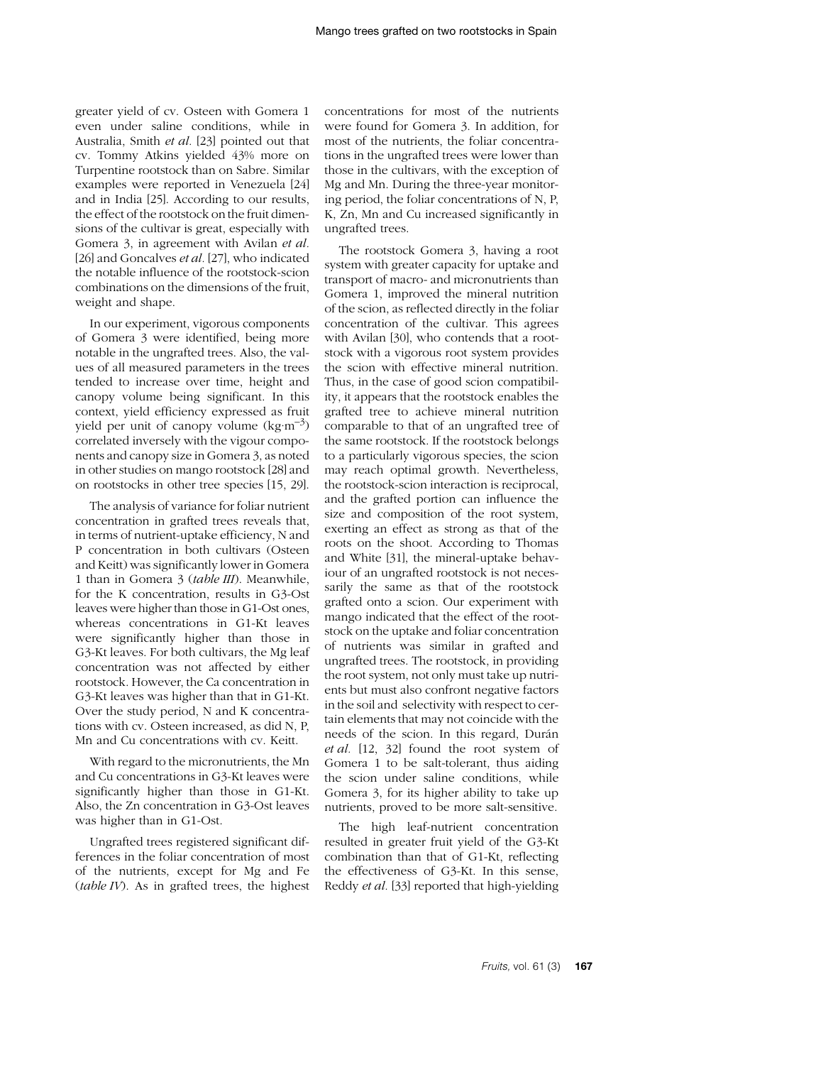greater yield of cv. Osteen with Gomera 1 even under saline conditions, while in Australia, Smith *et al.* [23] pointed out that cv. Tommy Atkins yielded 43% more on Turpentine rootstock than on Sabre. Similar examples were reported in Venezuela [24] and in India [25]. According to our results, the effect of the rootstock on the fruit dimensions of the cultivar is great, especially with Gomera 3, in agreement with Avilan *et al.* [26] and Goncalves *et al.* [27], who indicated the notable influence of the rootstock-scion combinations on the dimensions of the fruit, weight and shape.

In our experiment, vigorous components of Gomera 3 were identified, being more notable in the ungrafted trees. Also, the values of all measured parameters in the trees tended to increase over time, height and canopy volume being significant. In this context, yield efficiency expressed as fruit yield per unit of canopy volume ($kg \cdot m^{-3}$) correlated inversely with the vigour components and canopy size in Gomera 3, as noted in other studies on mango rootstock [28] and on rootstocks in other tree species [15, 29].

The analysis of variance for foliar nutrient concentration in grafted trees reveals that, in terms of nutrient-uptake efficiency, N and P concentration in both cultivars (Osteen and Keitt) was significantly lower in Gomera 1 than in Gomera 3 (*table III*). Meanwhile, for the K concentration, results in G3-Ost leaves were higher than those in G1-Ost ones, whereas concentrations in G1-Kt leaves were significantly higher than those in G3-Kt leaves. For both cultivars, the Mg leaf concentration was not affected by either rootstock. However, the Ca concentration in G3-Kt leaves was higher than that in G1-Kt. Over the study period, N and K concentrations with cv. Osteen increased, as did N, P, Mn and Cu concentrations with cv. Keitt.

With regard to the micronutrients, the Mn and Cu concentrations in G3-Kt leaves were significantly higher than those in G1-Kt. Also, the Zn concentration in G3-Ost leaves was higher than in G1-Ost.

Ungrafted trees registered significant differences in the foliar concentration of most of the nutrients, except for Mg and Fe (*table IV*). As in grafted trees, the highest concentrations for most of the nutrients were found for Gomera 3. In addition, for most of the nutrients, the foliar concentrations in the ungrafted trees were lower than those in the cultivars, with the exception of Mg and Mn. During the three-year monitoring period, the foliar concentrations of N, P, K, Zn, Mn and Cu increased significantly in ungrafted trees.

The rootstock Gomera 3, having a root system with greater capacity for uptake and transport of macro- and micronutrients than Gomera 1, improved the mineral nutrition of the scion, as reflected directly in the foliar concentration of the cultivar. This agrees with Avilan [30], who contends that a rootstock with a vigorous root system provides the scion with effective mineral nutrition. Thus, in the case of good scion compatibility, it appears that the rootstock enables the grafted tree to achieve mineral nutrition comparable to that of an ungrafted tree of the same rootstock. If the rootstock belongs to a particularly vigorous species, the scion may reach optimal growth. Nevertheless, the rootstock-scion interaction is reciprocal, and the grafted portion can influence the size and composition of the root system, exerting an effect as strong as that of the roots on the shoot. According to Thomas and White [31], the mineral-uptake behaviour of an ungrafted rootstock is not necessarily the same as that of the rootstock grafted onto a scion. Our experiment with mango indicated that the effect of the rootstock on the uptake and foliar concentration of nutrients was similar in grafted and ungrafted trees. The rootstock, in providing the root system, not only must take up nutrients but must also confront negative factors in the soil and selectivity with respect to certain elements that may not coincide with the needs of the scion. In this regard, Durán *et al.* [12, 32] found the root system of Gomera 1 to be salt-tolerant, thus aiding the scion under saline conditions, while Gomera 3, for its higher ability to take up nutrients, proved to be more salt-sensitive.

The high leaf-nutrient concentration resulted in greater fruit yield of the G3-Kt combination than that of G1-Kt, reflecting the effectiveness of G3-Kt. In this sense, Reddy *et al.* [33] reported that high-yielding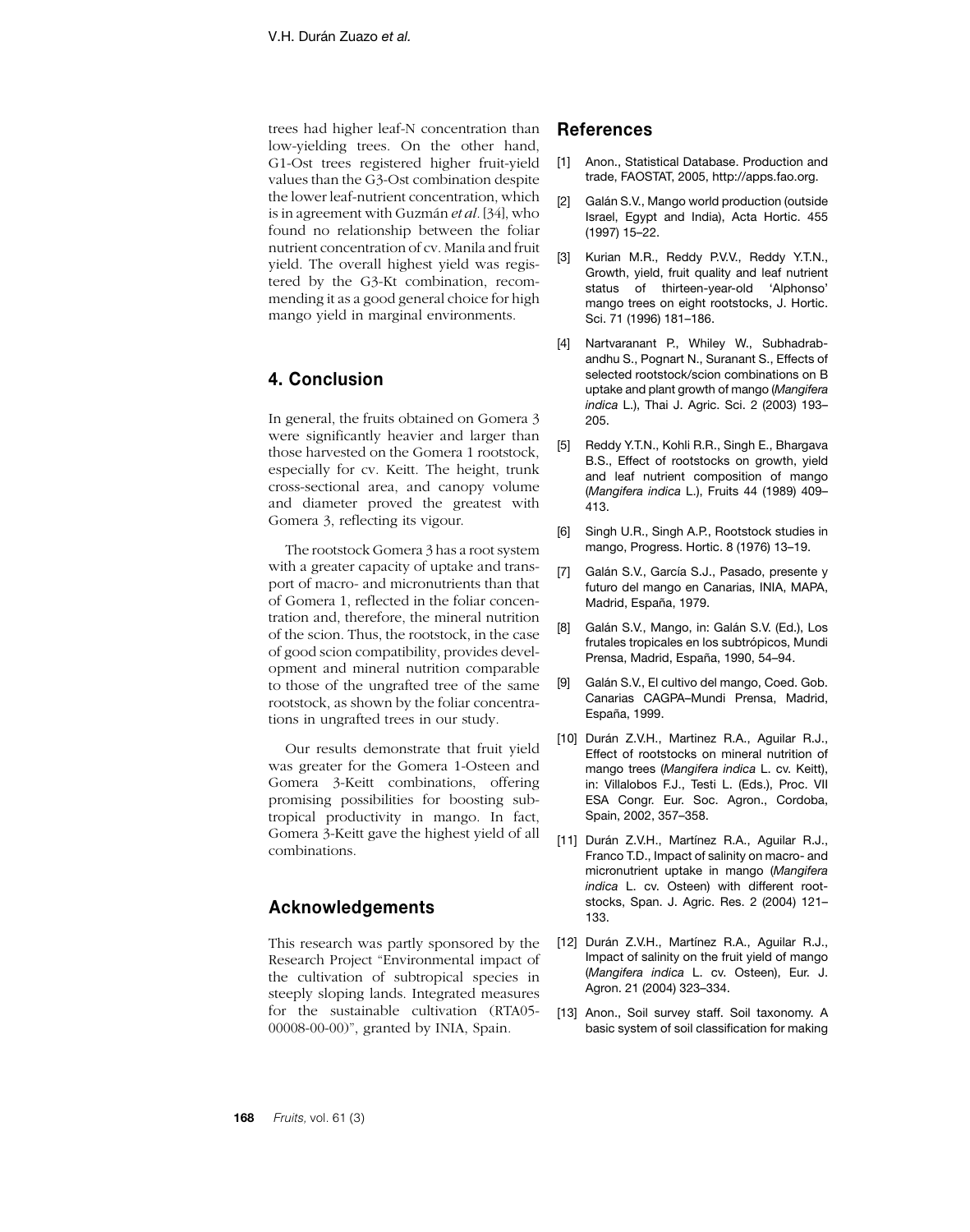trees had higher leaf-N concentration than low-yielding trees. On the other hand, G1-Ost trees registered higher fruit-yield values than the G3-Ost combination despite the lower leaf-nutrient concentration, which is in agreement with Guzmán *et al.* [34], who found no relationship between the foliar nutrient concentration of cv. Manila and fruit yield. The overall highest yield was registered by the G3-Kt combination, recommending it as a good general choice for high mango yield in marginal environments.

## 4. Conclusion

In general, the fruits obtained on Gomera 3 were significantly heavier and larger than those harvested on the Gomera 1 rootstock, especially for cv. Keitt. The height, trunk cross-sectional area, and canopy volume and diameter proved the greatest with Gomera 3, reflecting its vigour.

The rootstock Gomera 3 has a root system with a greater capacity of uptake and transport of macro- and micronutrients than that of Gomera 1, reflected in the foliar concentration and, therefore, the mineral nutrition of the scion. Thus, the rootstock, in the case of good scion compatibility, provides development and mineral nutrition comparable to those of the ungrafted tree of the same rootstock, as shown by the foliar concentrations in ungrafted trees in our study.

Our results demonstrate that fruit yield was greater for the Gomera 1-Osteen and Gomera 3-Keitt combinations, offering promising possibilities for boosting subtropical productivity in mango. In fact, Gomera 3-Keitt gave the highest yield of all combinations.

## Acknowledgements

This research was partly sponsored by the Research Project "Environmental impact of the cultivation of subtropical species in steeply sloping lands. Integrated measures for the sustainable cultivation (RTA05-00008-00-00)", granted by INIA, Spain.

## References

[1] Anon., Statistical Database. Production and trade, FAOSTAT, 2005, http://apps.fao.org.

[2] Galán S.V., Mango world production (outside Israel, Egypt and India), Acta Hortic. 455 (1997) 15–22.

[3] Kurian M.R., Reddy P.V.V., Reddy Y.T.N., Growth, yield, fruit quality and leaf nutrient status of thirteen-year-old 'Alphonso' mango trees on eight rootstocks, J. Hortic. Sci. 71 (1996) 181–186.

[4] Nartvaranant P., Whiley W., Subhadrabandhu S., Pognart N., Suranant S., Effects of selected rootstock/scion combinations on B uptake and plant growth of mango (*Mangifera indica* L.), Thai J. Agric. Sci. 2 (2003) 193–205.

[5] Reddy Y.T.N., Kohli R.R., Singh E., Bhargava B.S., Effect of rootstocks on growth, yield and leaf nutrient composition of mango (*Mangifera indica* L.), Fruits 44 (1989) 409–413.

[6] Singh U.R., Singh A.P., Rootstock studies in mango, Progress. Hortic. 8 (1976) 13–19.

[7] Galán S.V., García S.J., Pasado, presente y futuro del mango en Canarias, INIA, MAPA, Madrid, España, 1979.

[8] Galán S.V., Mango, in: Galán S.V. (Ed.), Los frutales tropicales en los subtrópicos, Mundi Prensa, Madrid, España, 1990, 54–94.

[9] Galán S.V., El cultivo del mango, Coed. Gob. Canarias CAGPA–Mundi Prensa, Madrid, España, 1999.

[10] Durán Z.V.H., Martinez R.A., Aguilar R.J., Effect of rootstocks on mineral nutrition of mango trees (*Mangifera indica* L. cv. Keitt), in: Villalobos F.J., Testi L. (Eds.), Proc. VII ESA Congr. Eur. Soc. Agron., Cordoba, Spain, 2002, 357–358.

[11] Durán Z.V.H., Martínez R.A., Aguilar R.J., Franco T.D., Impact of salinity on macro- and micronutrient uptake in mango (*Mangifera indica* L. cv. Osteen) with different rootstocks, Span. J. Agric. Res. 2 (2004) 121–133.

[12] Durán Z.V.H., Martínez R.A., Aguilar R.J., Impact of salinity on the fruit yield of mango (*Mangifera indica* L. cv. Osteen), Eur. J. Agron. 21 (2004) 323–334.

[13] Anon., Soil survey staff. Soil taxonomy. A basic system of soil classification for making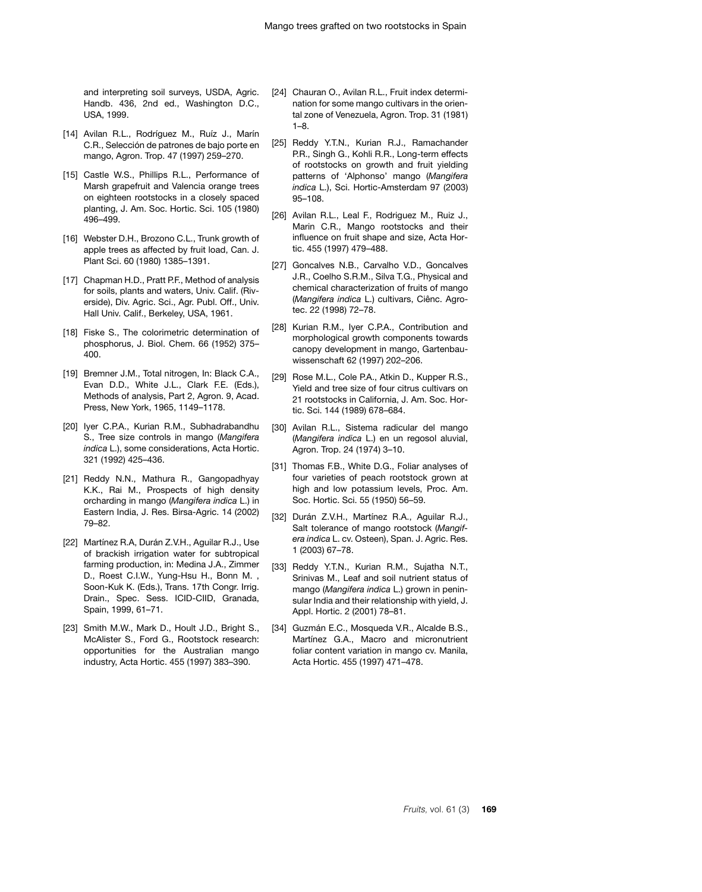and interpreting soil surveys, USDA, Agric. Handb. 436, 2nd ed., Washington D.C., USA, 1999.

[14] Avilan R.L., Rodríguez M., Ruíz J., Marín C.R., Selección de patrones de bajo porte en mango, Agron. Trop. 47 (1997) 259–270.

[15] Castle W.S., Phillips R.L., Performance of Marsh grapefruit and Valencia orange trees on eighteen rootstocks in a closely spaced planting, J. Am. Soc. Hortic. Sci. 105 (1980) 496–499.

[16] Webster D.H., Brozono C.L., Trunk growth of apple trees as affected by fruit load, Can. J. Plant Sci. 60 (1980) 1385–1391.

[17] Chapman H.D., Pratt P.F., Method of analysis for soils, plants and waters, Univ. Calif. (Riverside), Div. Agric. Sci., Agr. Publ. Off., Univ. Hall Univ. Calif., Berkeley, USA, 1961.

[18] Fiske S., The colorimetric determination of phosphorus, J. Biol. Chem. 66 (1952) 375–400.

[19] Bremner J.M., Total nitrogen, In: Black C.A., Evan D.D., White J.L., Clark F.E. (Eds.), Methods of analysis, Part 2, Agron. 9, Acad. Press, New York, 1965, 1149–1178.

[20] Iyer C.P.A., Kurian R.M., Subhadrabandhu S., Tree size controls in mango (*Mangifera indica* L.), some considerations, Acta Hortic. 321 (1992) 425–436.

[21] Reddy N.N., Mathura R., Gangopadhyay K.K., Rai M., Prospects of high density orcharding in mango (*Mangifera indica* L.) in Eastern India, J. Res. Birsa-Agric. 14 (2002) 79–82.

[22] Martínez R.A, Durán Z.V.H., Aguilar R.J., Use of brackish irrigation water for subtropical farming production, in: Medina J.A., Zimmer D., Roest C.I.W., Yung-Hsu H., Bonn M. , Soon-Kuk K. (Eds.), Trans. 17th Congr. Irrig. Drain., Spec. Sess. ICID-CIID, Granada, Spain, 1999, 61–71.

[23] Smith M.W., Mark D., Hoult J.D., Bright S., McAlister S., Ford G., Rootstock research: opportunities for the Australian mango industry, Acta Hortic. 455 (1997) 383–390.

[24] Chauran O., Avilan R.L., Fruit index determination for some mango cultivars in the oriental zone of Venezuela, Agron. Trop. 31 (1981) 1–8.

[25] Reddy Y.T.N., Kurian R.J., Ramachander P.R., Singh G., Kohli R.R., Long-term effects of rootstocks on growth and fruit yielding patterns of 'Alphonso' mango (*Mangifera indica* L.), Sci. Hortic-Amsterdam 97 (2003) 95–108.

[26] Avilan R.L., Leal F., Rodriguez M., Ruiz J., Marin C.R., Mango rootstocks and their influence on fruit shape and size, Acta Hortic. 455 (1997) 479–488.

[27] Goncalves N.B., Carvalho V.D., Goncalves J.R., Coelho S.R.M., Silva T.G., Physical and chemical characterization of fruits of mango (*Mangifera indica* L.) cultivars, Ciênc. Agrotec. 22 (1998) 72–78.

[28] Kurian R.M., Iyer C.P.A., Contribution and morphological growth components towards canopy development in mango, Gartenbauwissenschaft 62 (1997) 202–206.

[29] Rose M.L., Cole P.A., Atkin D., Kupper R.S., Yield and tree size of four citrus cultivars on 21 rootstocks in California, J. Am. Soc. Hortic. Sci. 144 (1989) 678–684.

[30] Avilan R.L., Sistema radicular del mango (*Mangifera indica* L.) en un regosol aluvial, Agron. Trop. 24 (1974) 3–10.

[31] Thomas F.B., White D.G., Foliar analyses of four varieties of peach rootstock grown at high and low potassium levels, Proc. Am. Soc. Hortic. Sci. 55 (1950) 56–59.

[32] Durán Z.V.H., Martínez R.A., Aguilar R.J., Salt tolerance of mango rootstock (*Mangifera indica* L. cv. Osteen), Span. J. Agric. Res. 1 (2003) 67–78.

[33] Reddy Y.T.N., Kurian R.M., Sujatha N.T., Srinivas M., Leaf and soil nutrient status of mango (*Mangifera indica* L.) grown in peninsular India and their relationship with yield, J. Appl. Hortic. 2 (2001) 78–81.

[34] Guzmán E.C., Mosqueda V.R., Alcalde B.S., Martínez G.A., Macro and micronutrient foliar content variation in mango cv. Manila, Acta Hortic. 455 (1997) 471–478.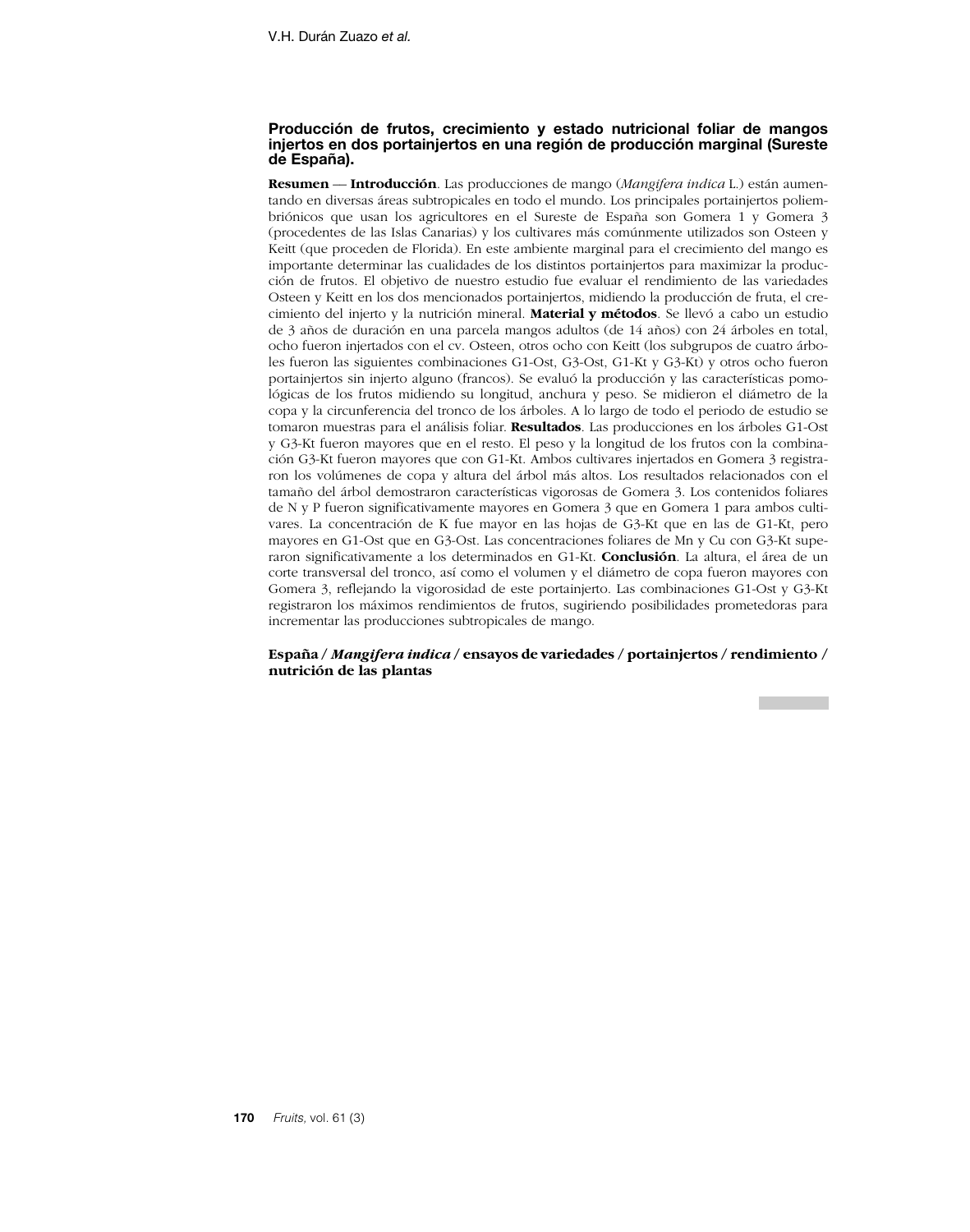### Producción de frutos, crecimiento y estado nutricional foliar de mangos injertos en dos portainjertos en una región de producción marginal (Sureste de España).

**Resumen** — **Introducción**. Las producciones de mango (*Mangifera indica* L.) están aumentando en diversas áreas subtropicales en todo el mundo. Los principales portainjertos poliembriónicos que usan los agricultores en el Sureste de España son Gomera 1 y Gomera 3 (procedentes de las Islas Canarias) y los cultivares más comúnmente utilizados son Osteen y Keitt (que proceden de Florida). En este ambiente marginal para el crecimiento del mango es importante determinar las cualidades de los distintos portainjertos para maximizar la producción de frutos. El objetivo de nuestro estudio fue evaluar el rendimiento de las variedades Osteen y Keitt en los dos mencionados portainjertos, midiendo la producción de fruta, el crecimiento del injerto y la nutrición mineral. **Material y métodos**. Se llevó a cabo un estudio de 3 años de duración en una parcela mangos adultos (de 14 años) con 24 árboles en total, ocho fueron injertados con el cv. Osteen, otros ocho con Keitt (los subgrupos de cuatro árboles fueron las siguientes combinaciones G1-Ost, G3-Ost, G1-Kt y G3-Kt) y otros ocho fueron portainjertos sin injerto alguno (francos). Se evaluó la producción y las características pomológicas de los frutos midiendo su longitud, anchura y peso. Se midieron el diámetro de la copa y la circunferencia del tronco de los árboles. A lo largo de todo el periodo de estudio se tomaron muestras para el análisis foliar. **Resultados**. Las producciones en los árboles G1-Ost y G3-Kt fueron mayores que en el resto. El peso y la longitud de los frutos con la combinación G3-Kt fueron mayores que con G1-Kt. Ambos cultivares injertados en Gomera 3 registraron los volúmenes de copa y altura del árbol más altos. Los resultados relacionados con el tamaño del árbol demostraron características vigorosas de Gomera 3. Los contenidos foliares de N y P fueron significativamente mayores en Gomera 3 que en Gomera 1 para ambos cultivares. La concentración de K fue mayor en las hojas de G3-Kt que en las de G1-Kt, pero mayores en G1-Ost que en G3-Ost. Las concentraciones foliares de Mn y Cu con G3-Kt superaron significativamente a los determinados en G1-Kt. **Conclusión**. La altura, el área de un corte transversal del tronco, así como el volumen y el diámetro de copa fueron mayores con Gomera 3, reflejando la vigorosidad de este portainjerto. Las combinaciones G1-Ost y G3-Kt registraron los máximos rendimientos de frutos, sugiriendo posibilidades prometedoras para incrementar las producciones subtropicales de mango.

**España / *Mangifera indica* / ensayos de variedades / portainjertos / rendimiento / nutrición de las plantas**